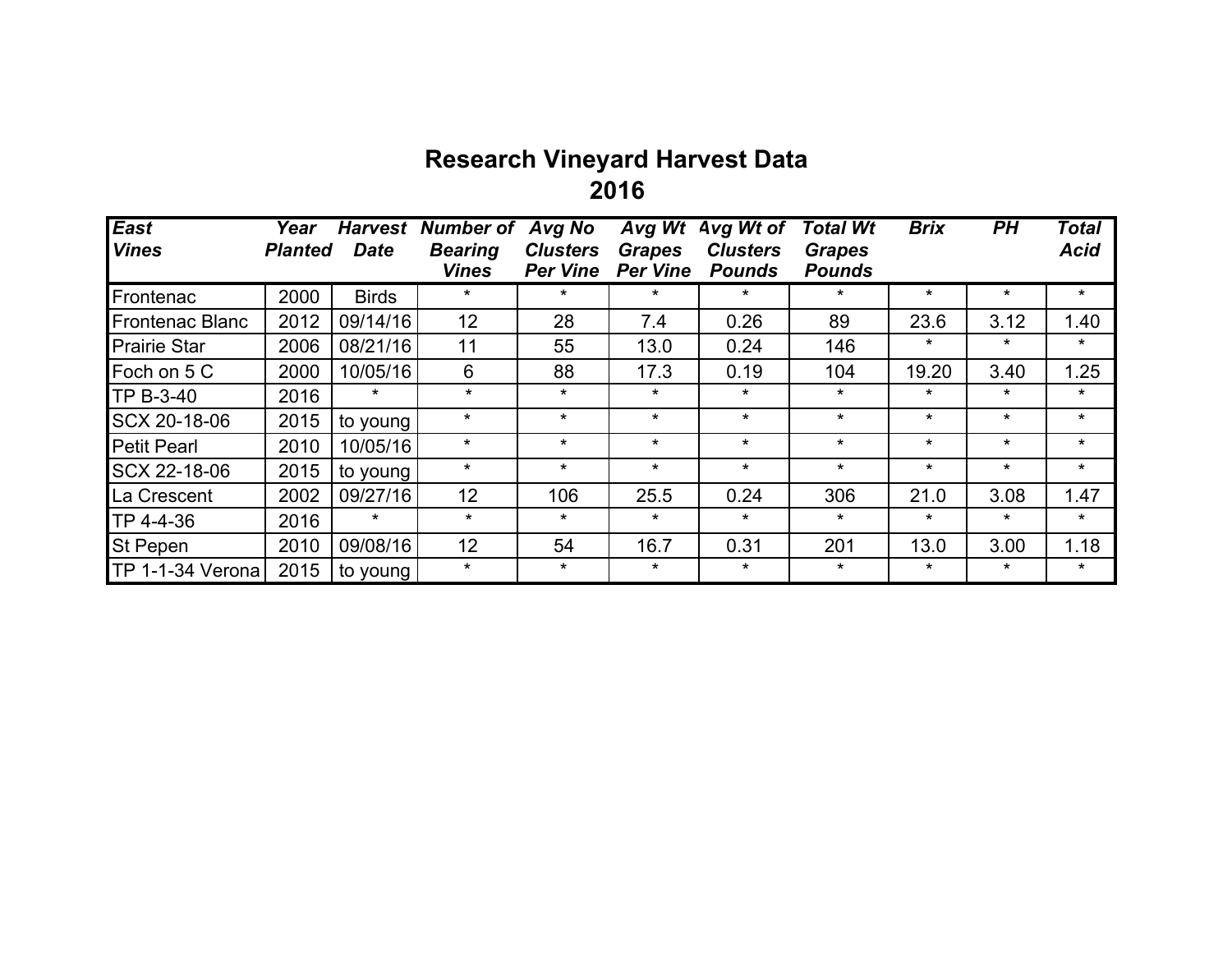# Research Vineyard Harvest Data
## 2016

| *East Vines* | *Year Planted* | *Harvest Date* | *Number of Bearing Vines* | *Avg No Clusters Per Vine* | *Avg Wt Grapes Per Vine* | *Avg Wt of Clusters Pounds* | *Total Wt Grapes Pounds* | *Brix* | *PH* | *Total Acid* |
|---|---|---|---|---|---|---|---|---|---|---|
| Frontenac | 2000 | Birds | * | * | * | * | * | * | * | * |
| Frontenac Blanc | 2012 | 09/14/16 | 12 | 28 | 7.4 | 0.26 | 89 | 23.6 | 3.12 | 1.40 |
| Prairie Star | 2006 | 08/21/16 | 11 | 55 | 13.0 | 0.24 | 146 | * | * | * |
| Foch on 5 C | 2000 | 10/05/16 | 6 | 88 | 17.3 | 0.19 | 104 | 19.20 | 3.40 | 1.25 |
| TP B-3-40 | 2016 | * | * | * | * | * | * | * | * | * |
| SCX 20-18-06 | 2015 | to young | * | * | * | * | * | * | * | * |
| Petit Pearl | 2010 | 10/05/16 | * | * | * | * | * | * | * | * |
| SCX 22-18-06 | 2015 | to young | * | * | * | * | * | * | * | * |
| La Crescent | 2002 | 09/27/16 | 12 | 106 | 25.5 | 0.24 | 306 | 21.0 | 3.08 | 1.47 |
| TP 4-4-36 | 2016 | * | * | * | * | * | * | * | * | * |
| St Pepen | 2010 | 09/08/16 | 12 | 54 | 16.7 | 0.31 | 201 | 13.0 | 3.00 | 1.18 |
| TP 1-1-34 Verona | 2015 | to young | * | * | * | * | * | * | * | * |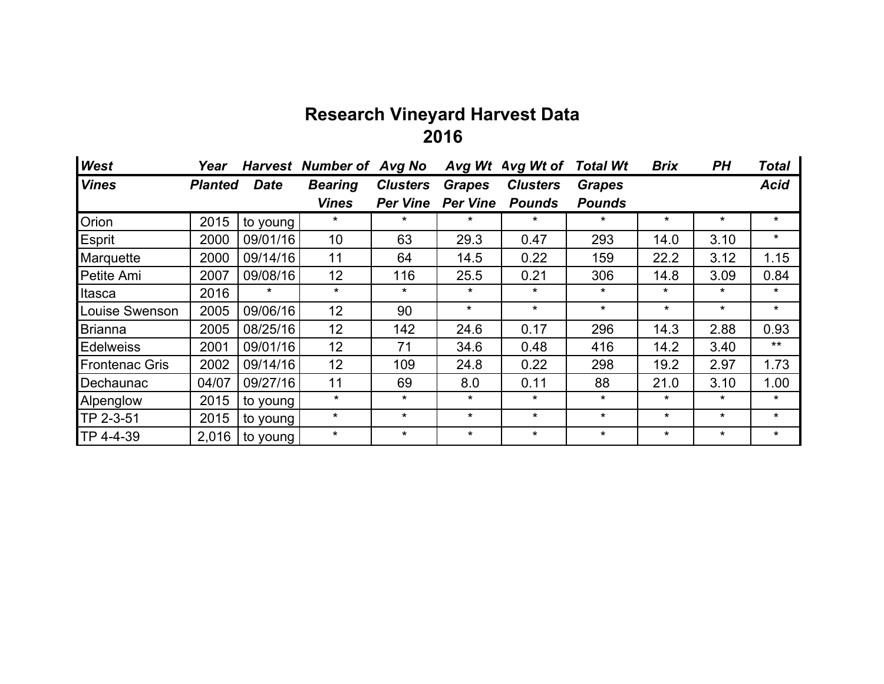# Research Vineyard Harvest Data
## 2016

| *West Vines* | *Year Planted* | *Harvest Date* | *Number of Bearing Vines* | *Avg No Clusters Per Vine* | *Avg Wt Grapes Per Vine* | *Avg Wt of Clusters Pounds* | *Total Wt Grapes Pounds* | *Brix* | *PH* | *Total Acid* |
|---|---|---|---|---|---|---|---|---|---|---|
| Orion | 2015 | to young | * | * | * | * | * | * | * | * |
| Esprit | 2000 | 09/01/16 | 10 | 63 | 29.3 | 0.47 | 293 | 14.0 | 3.10 | * |
| Marquette | 2000 | 09/14/16 | 11 | 64 | 14.5 | 0.22 | 159 | 22.2 | 3.12 | 1.15 |
| Petite Ami | 2007 | 09/08/16 | 12 | 116 | 25.5 | 0.21 | 306 | 14.8 | 3.09 | 0.84 |
| Itasca | 2016 | * | * | * | * | * | * | * | * | * |
| Louise Swenson | 2005 | 09/06/16 | 12 | 90 | * | * | * | * | * | * |
| Brianna | 2005 | 08/25/16 | 12 | 142 | 24.6 | 0.17 | 296 | 14.3 | 2.88 | 0.93 |
| Edelweiss | 2001 | 09/01/16 | 12 | 71 | 34.6 | 0.48 | 416 | 14.2 | 3.40 | ** |
| Frontenac Gris | 2002 | 09/14/16 | 12 | 109 | 24.8 | 0.22 | 298 | 19.2 | 2.97 | 1.73 |
| Dechaunac | 04/07 | 09/27/16 | 11 | 69 | 8.0 | 0.11 | 88 | 21.0 | 3.10 | 1.00 |
| Alpenglow | 2015 | to young | * | * | * | * | * | * | * | * |
| TP 2-3-51 | 2015 | to young | * | * | * | * | * | * | * | * |
| TP 4-4-39 | 2,016 | to young | * | * | * | * | * | * | * | * |